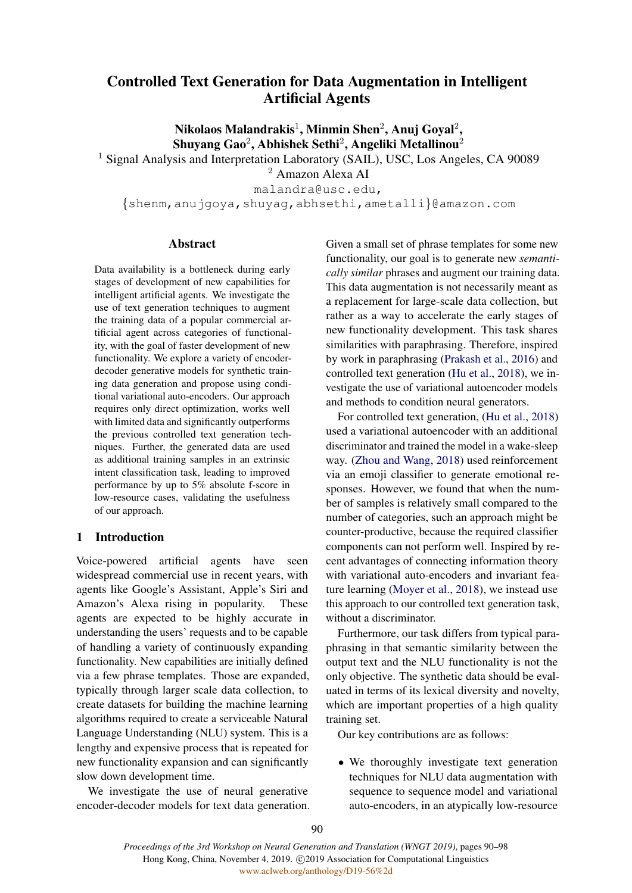# Controlled Text Generation for Data Augmentation in Intelligent Artificial Agents

**Nikolaos Malandrakis**[1], **Minmin Shen**[2], **Anuj Goyal**[2], **Shuyang Gao**[2], **Abhishek Sethi**[2], **Angeliki Metallinou**[2]

[1] Signal Analysis and Interpretation Laboratory (SAIL), USC, Los Angeles, CA 90089
[2] Amazon Alexa AI

malandra@usc.edu,
{shenm,anujgoya,shuyag,abhsethi,ametalli}@amazon.com

## Abstract

Data availability is a bottleneck during early stages of development of new capabilities for intelligent artificial agents. We investigate the use of text generation techniques to augment the training data of a popular commercial artificial agent across categories of functionality, with the goal of faster development of new functionality. We explore a variety of encoder-decoder generative models for synthetic training data generation and propose using conditional variational auto-encoders. Our approach requires only direct optimization, works well with limited data and significantly outperforms the previous controlled text generation techniques. Further, the generated data are used as additional training samples in an extrinsic intent classification task, leading to improved performance by up to 5% absolute f-score in low-resource cases, validating the usefulness of our approach.

## 1 Introduction

Voice-powered artificial agents have seen widespread commercial use in recent years, with agents like Google's Assistant, Apple's Siri and Amazon's Alexa rising in popularity. These agents are expected to be highly accurate in understanding the users' requests and to be capable of handling a variety of continuously expanding functionality. New capabilities are initially defined via a few phrase templates. Those are expanded, typically through larger scale data collection, to create datasets for building the machine learning algorithms required to create a serviceable Natural Language Understanding (NLU) system. This is a lengthy and expensive process that is repeated for new functionality expansion and can significantly slow down development time.

We investigate the use of neural generative encoder-decoder models for text data generation. Given a small set of phrase templates for some new functionality, our goal is to generate new *semantically similar* phrases and augment our training data. This data augmentation is not necessarily meant as a replacement for large-scale data collection, but rather as a way to accelerate the early stages of new functionality development. This task shares similarities with paraphrasing. Therefore, inspired by work in paraphrasing (Prakash et al., 2016) and controlled text generation (Hu et al., 2018), we investigate the use of variational autoencoder models and methods to condition neural generators.

For controlled text generation, (Hu et al., 2018) used a variational autoencoder with an additional discriminator and trained the model in a wake-sleep way. (Zhou and Wang, 2018) used reinforcement via an emoji classifier to generate emotional responses. However, we found that when the number of samples is relatively small compared to the number of categories, such an approach might be counter-productive, because the required classifier components can not perform well. Inspired by recent advantages of connecting information theory with variational auto-encoders and invariant feature learning (Moyer et al., 2018), we instead use this approach to our controlled text generation task, without a discriminator.

Furthermore, our task differs from typical paraphrasing in that semantic similarity between the output text and the NLU functionality is not the only objective. The synthetic data should be evaluated in terms of its lexical diversity and novelty, which are important properties of a high quality training set.

Our key contributions are as follows:

- We thoroughly investigate text generation techniques for NLU data augmentation with sequence to sequence model and variational auto-encoders, in an atypically low-resource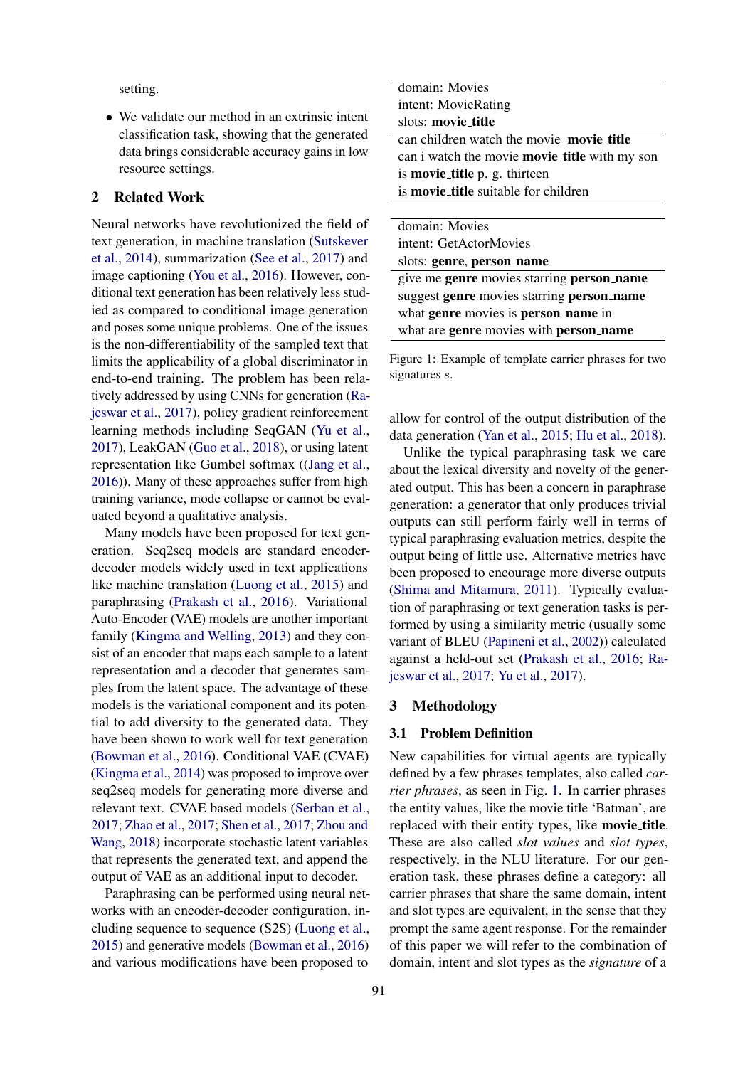setting.

- We validate our method in an extrinsic intent classification task, showing that the generated data brings considerable accuracy gains in low resource settings.

## 2 Related Work

Neural networks have revolutionized the field of text generation, in machine translation (Sutskever et al., 2014), summarization (See et al., 2017) and image captioning (You et al., 2016). However, conditional text generation has been relatively less studied as compared to conditional image generation and poses some unique problems. One of the issues is the non-differentiability of the sampled text that limits the applicability of a global discriminator in end-to-end training. The problem has been relatively addressed by using CNNs for generation (Rajeswar et al., 2017), policy gradient reinforcement learning methods including SeqGAN (Yu et al., 2017), LeakGAN (Guo et al., 2018), or using latent representation like Gumbel softmax ((Jang et al., 2016)). Many of these approaches suffer from high training variance, mode collapse or cannot be evaluated beyond a qualitative analysis.

Many models have been proposed for text generation. Seq2seq models are standard encoder-decoder models widely used in text applications like machine translation (Luong et al., 2015) and paraphrasing (Prakash et al., 2016). Variational Auto-Encoder (VAE) models are another important family (Kingma and Welling, 2013) and they consist of an encoder that maps each sample to a latent representation and a decoder that generates samples from the latent space. The advantage of these models is the variational component and its potential to add diversity to the generated data. They have been shown to work well for text generation (Bowman et al., 2016). Conditional VAE (CVAE) (Kingma et al., 2014) was proposed to improve over seq2seq models for generating more diverse and relevant text. CVAE based models (Serban et al., 2017; Zhao et al., 2017; Shen et al., 2017; Zhou and Wang, 2018) incorporate stochastic latent variables that represents the generated text, and append the output of VAE as an additional input to decoder.

Paraphrasing can be performed using neural networks with an encoder-decoder configuration, including sequence to sequence (S2S) (Luong et al., 2015) and generative models (Bowman et al., 2016) and various modifications have been proposed to allow for control of the output distribution of the data generation (Yan et al., 2015; Hu et al., 2018).

| domain: Movies<br>intent: MovieRating<br>slots: **movie_title** |
|---|
| can children watch the movie **movie_title** |
| can i watch the movie **movie_title** with my son |
| is **movie_title** p. g. thirteen |
| is **movie_title** suitable for children |

| domain: Movies<br>intent: GetActorMovies<br>slots: **genre**, **person_name** |
|---|
| give me **genre** movies starring **person_name** |
| suggest **genre** movies starring **person_name** |
| what **genre** movies is **person_name** in |
| what are **genre** movies with **person_name** |

Figure 1: Example of template carrier phrases for two signatures $s$.

Unlike the typical paraphrasing task we care about the lexical diversity and novelty of the generated output. This has been a concern in paraphrase generation: a generator that only produces trivial outputs can still perform fairly well in terms of typical paraphrasing evaluation metrics, despite the output being of little use. Alternative metrics have been proposed to encourage more diverse outputs (Shima and Mitamura, 2011). Typically evaluation of paraphrasing or text generation tasks is performed by using a similarity metric (usually some variant of BLEU (Papineni et al., 2002)) calculated against a held-out set (Prakash et al., 2016; Rajeswar et al., 2017; Yu et al., 2017).

## 3 Methodology

### 3.1 Problem Definition

New capabilities for virtual agents are typically defined by a few phrases templates, also called *carrier phrases*, as seen in Fig. 1. In carrier phrases the entity values, like the movie title 'Batman', are replaced with their entity types, like **movie_title**. These are also called *slot values* and *slot types*, respectively, in the NLU literature. For our generation task, these phrases define a category: all carrier phrases that share the same domain, intent and slot types are equivalent, in the sense that they prompt the same agent response. For the remainder of this paper we will refer to the combination of domain, intent and slot types as the *signature* of a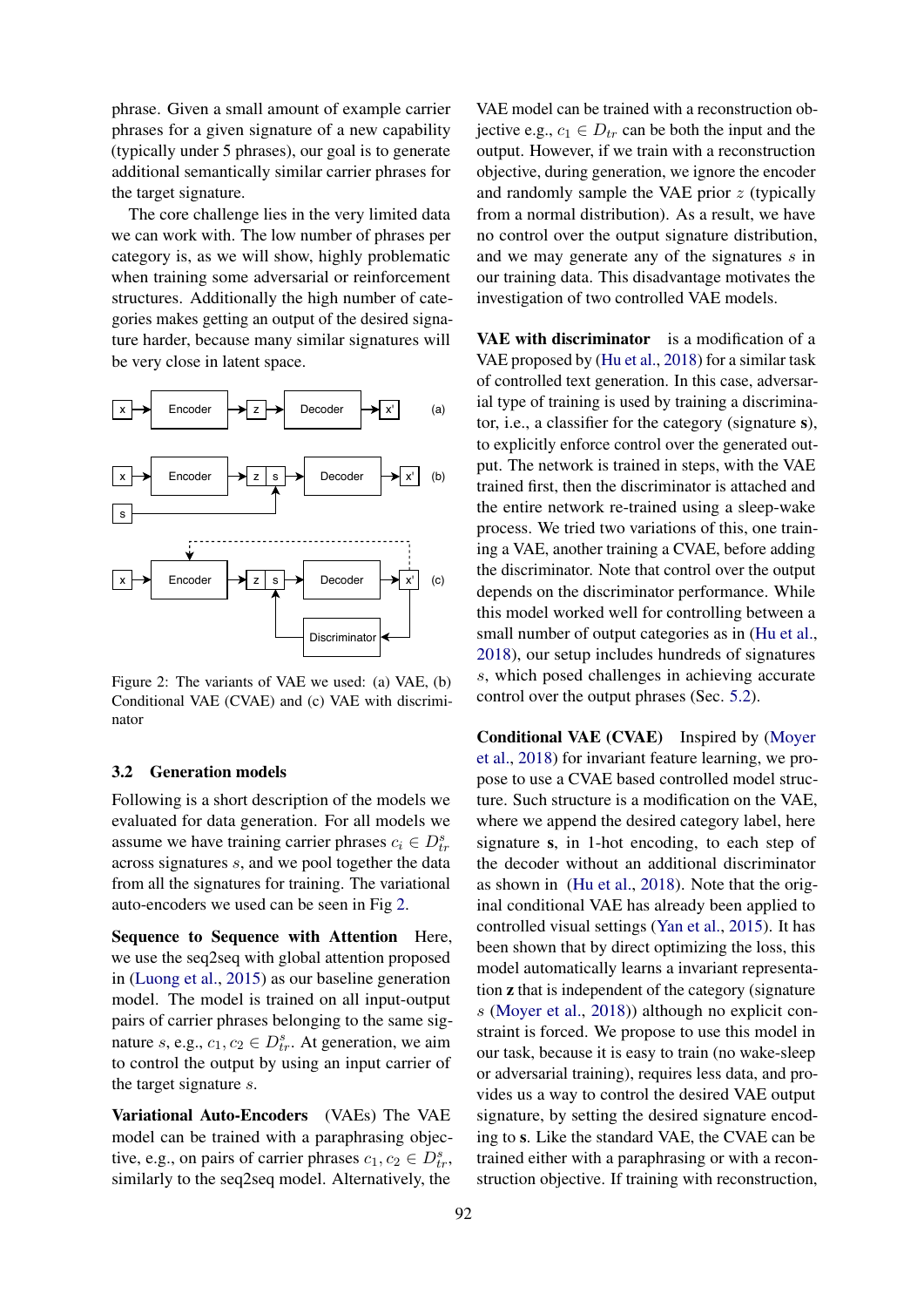phrase. Given a small amount of example carrier phrases for a given signature of a new capability (typically under 5 phrases), our goal is to generate additional semantically similar carrier phrases for the target signature.

The core challenge lies in the very limited data we can work with. The low number of phrases per category is, as we will show, highly problematic when training some adversarial or reinforcement structures. Additionally the high number of categories makes getting an output of the desired signature harder, because many similar signatures will be very close in latent space.

Figure 2: The variants of VAE we used: (a) VAE, (b) Conditional VAE (CVAE) and (c) VAE with discriminator

## 3.2 Generation models

Following is a short description of the models we evaluated for data generation. For all models we assume we have training carrier phrases $c_i \in D^s_{tr}$ across signatures $s$, and we pool together the data from all the signatures for training. The variational auto-encoders we used can be seen in Fig 2.

**Sequence to Sequence with Attention** Here, we use the seq2seq with global attention proposed in (Luong et al., 2015) as our baseline generation model. The model is trained on all input-output pairs of carrier phrases belonging to the same signature $s$, e.g., $c_1, c_2 \in D^s_{tr}$. At generation, we aim to control the output by using an input carrier of the target signature $s$.

**Variational Auto-Encoders** (VAEs) The VAE model can be trained with a paraphrasing objective, e.g., on pairs of carrier phrases $c_1, c_2 \in D^s_{tr}$, similarly to the seq2seq model. Alternatively, the VAE model can be trained with a reconstruction objective e.g., $c_1 \in D_{tr}$ can be both the input and the output. However, if we train with a reconstruction objective, during generation, we ignore the encoder and randomly sample the VAE prior $z$ (typically from a normal distribution). As a result, we have no control over the output signature distribution, and we may generate any of the signatures $s$ in our training data. This disadvantage motivates the investigation of two controlled VAE models.

**VAE with discriminator** is a modification of a VAE proposed by (Hu et al., 2018) for a similar task of controlled text generation. In this case, adversarial type of training is used by training a discriminator, i.e., a classifier for the category (signature $\mathbf{s}$), to explicitly enforce control over the generated output. The network is trained in steps, with the VAE trained first, then the discriminator is attached and the entire network re-trained using a sleep-wake process. We tried two variations of this, one training a VAE, another training a CVAE, before adding the discriminator. Note that control over the output depends on the discriminator performance. While this model worked well for controlling between a small number of output categories as in (Hu et al., 2018), our setup includes hundreds of signatures $s$, which posed challenges in achieving accurate control over the output phrases (Sec. 5.2).

**Conditional VAE (CVAE)** Inspired by (Moyer et al., 2018) for invariant feature learning, we propose to use a CVAE based controlled model structure. Such structure is a modification on the VAE, where we append the desired category label, here signature $\mathbf{s}$, in 1-hot encoding, to each step of the decoder without an additional discriminator as shown in (Hu et al., 2018). Note that the original conditional VAE has already been applied to controlled visual settings (Yan et al., 2015). It has been shown that by direct optimizing the loss, this model automatically learns a invariant representation $\mathbf{z}$ that is independent of the category (signature $s$ (Moyer et al., 2018)) although no explicit constraint is forced. We propose to use this model in our task, because it is easy to train (no wake-sleep or adversarial training), requires less data, and provides us a way to control the desired VAE output signature, by setting the desired signature encoding to $\mathbf{s}$. Like the standard VAE, the CVAE can be trained either with a paraphrasing or with a reconstruction objective. If training with reconstruction,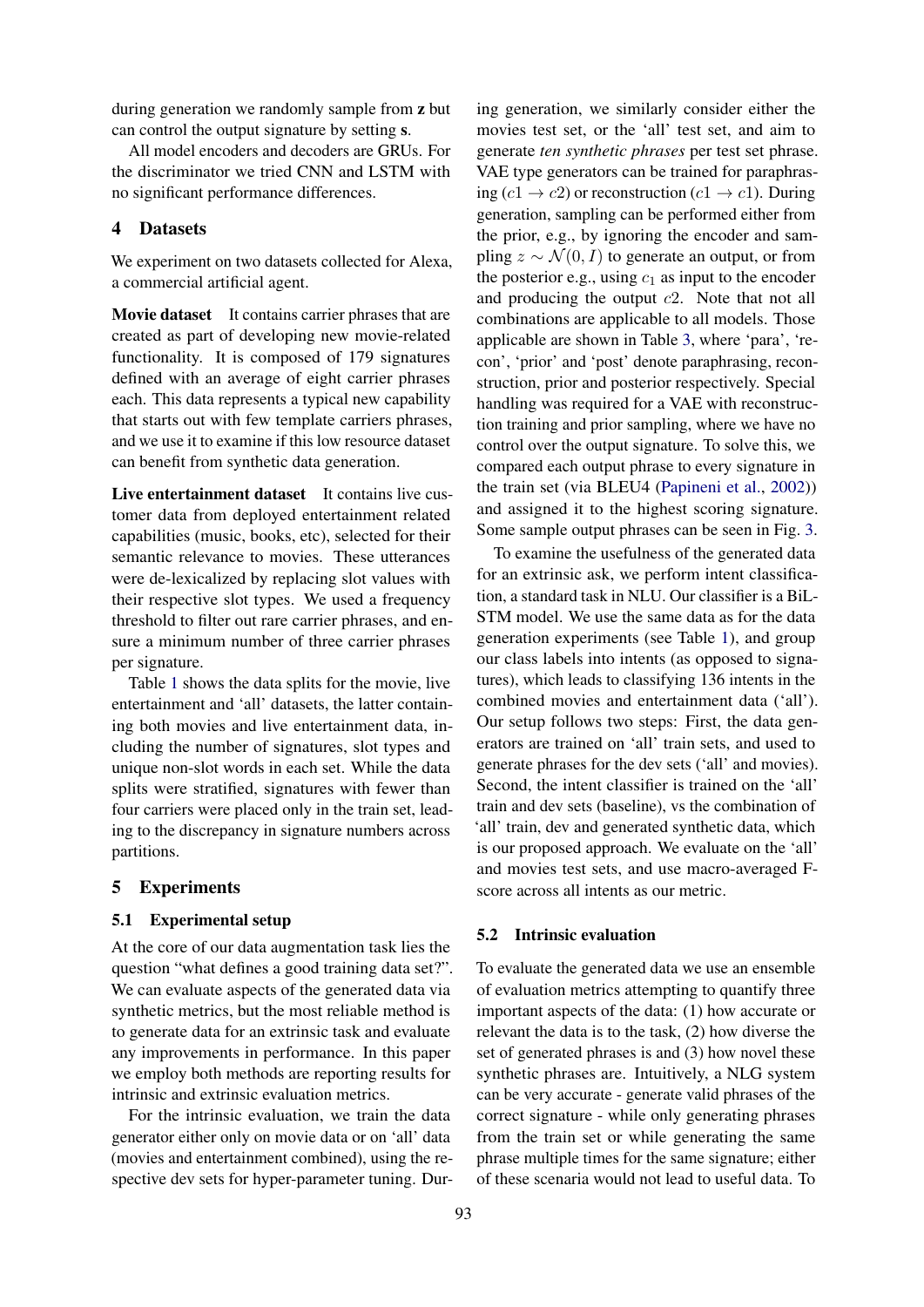during generation we randomly sample from **z** but can control the output signature by setting **s**.

All model encoders and decoders are GRUs. For the discriminator we tried CNN and LSTM with no significant performance differences.

## 4 Datasets

We experiment on two datasets collected for Alexa, a commercial artificial agent.

**Movie dataset** It contains carrier phrases that are created as part of developing new movie-related functionality. It is composed of 179 signatures defined with an average of eight carrier phrases each. This data represents a typical new capability that starts out with few template carriers phrases, and we use it to examine if this low resource dataset can benefit from synthetic data generation.

**Live entertainment dataset** It contains live customer data from deployed entertainment related capabilities (music, books, etc), selected for their semantic relevance to movies. These utterances were de-lexicalized by replacing slot values with their respective slot types. We used a frequency threshold to filter out rare carrier phrases, and ensure a minimum number of three carrier phrases per signature.

Table 1 shows the data splits for the movie, live entertainment and 'all' datasets, the latter containing both movies and live entertainment data, including the number of signatures, slot types and unique non-slot words in each set. While the data splits were stratified, signatures with fewer than four carriers were placed only in the train set, leading to the discrepancy in signature numbers across partitions.

## 5 Experiments

### 5.1 Experimental setup

At the core of our data augmentation task lies the question "what defines a good training data set?". We can evaluate aspects of the generated data via synthetic metrics, but the most reliable method is to generate data for an extrinsic task and evaluate any improvements in performance. In this paper we employ both methods are reporting results for intrinsic and extrinsic evaluation metrics.

For the intrinsic evaluation, we train the data generator either only on movie data or on 'all' data (movies and entertainment combined), using the respective dev sets for hyper-parameter tuning. During generation, we similarly consider either the movies test set, or the 'all' test set, and aim to generate *ten synthetic phrases* per test set phrase. VAE type generators can be trained for paraphrasing ($c1 \rightarrow c2$) or reconstruction ($c1 \rightarrow c1$). During generation, sampling can be performed either from the prior, e.g., by ignoring the encoder and sampling $z \sim \mathcal{N}(0, I)$ to generate an output, or from the posterior e.g., using $c_1$ as input to the encoder and producing the output $c2$. Note that not all combinations are applicable to all models. Those applicable are shown in Table 3, where 'para', 'recon', 'prior' and 'post' denote paraphrasing, reconstruction, prior and posterior respectively. Special handling was required for a VAE with reconstruction training and prior sampling, where we have no control over the output signature. To solve this, we compared each output phrase to every signature in the train set (via BLEU4 (Papineni et al., 2002)) and assigned it to the highest scoring signature. Some sample output phrases can be seen in Fig. 3.

To examine the usefulness of the generated data for an extrinsic ask, we perform intent classification, a standard task in NLU. Our classifier is a BiLSTM model. We use the same data as for the data generation experiments (see Table 1), and group our class labels into intents (as opposed to signatures), which leads to classifying 136 intents in the combined movies and entertainment data ('all'). Our setup follows two steps: First, the data generators are trained on 'all' train sets, and used to generate phrases for the dev sets ('all' and movies). Second, the intent classifier is trained on the 'all' train and dev sets (baseline), vs the combination of 'all' train, dev and generated synthetic data, which is our proposed approach. We evaluate on the 'all' and movies test sets, and use macro-averaged F-score across all intents as our metric.

### 5.2 Intrinsic evaluation

To evaluate the generated data we use an ensemble of evaluation metrics attempting to quantify three important aspects of the data: (1) how accurate or relevant the data is to the task, (2) how diverse the set of generated phrases is and (3) how novel these synthetic phrases are. Intuitively, a NLG system can be very accurate - generate valid phrases of the correct signature - while only generating phrases from the train set or while generating the same phrase multiple times for the same signature; either of these scenaria would not lead to useful data. To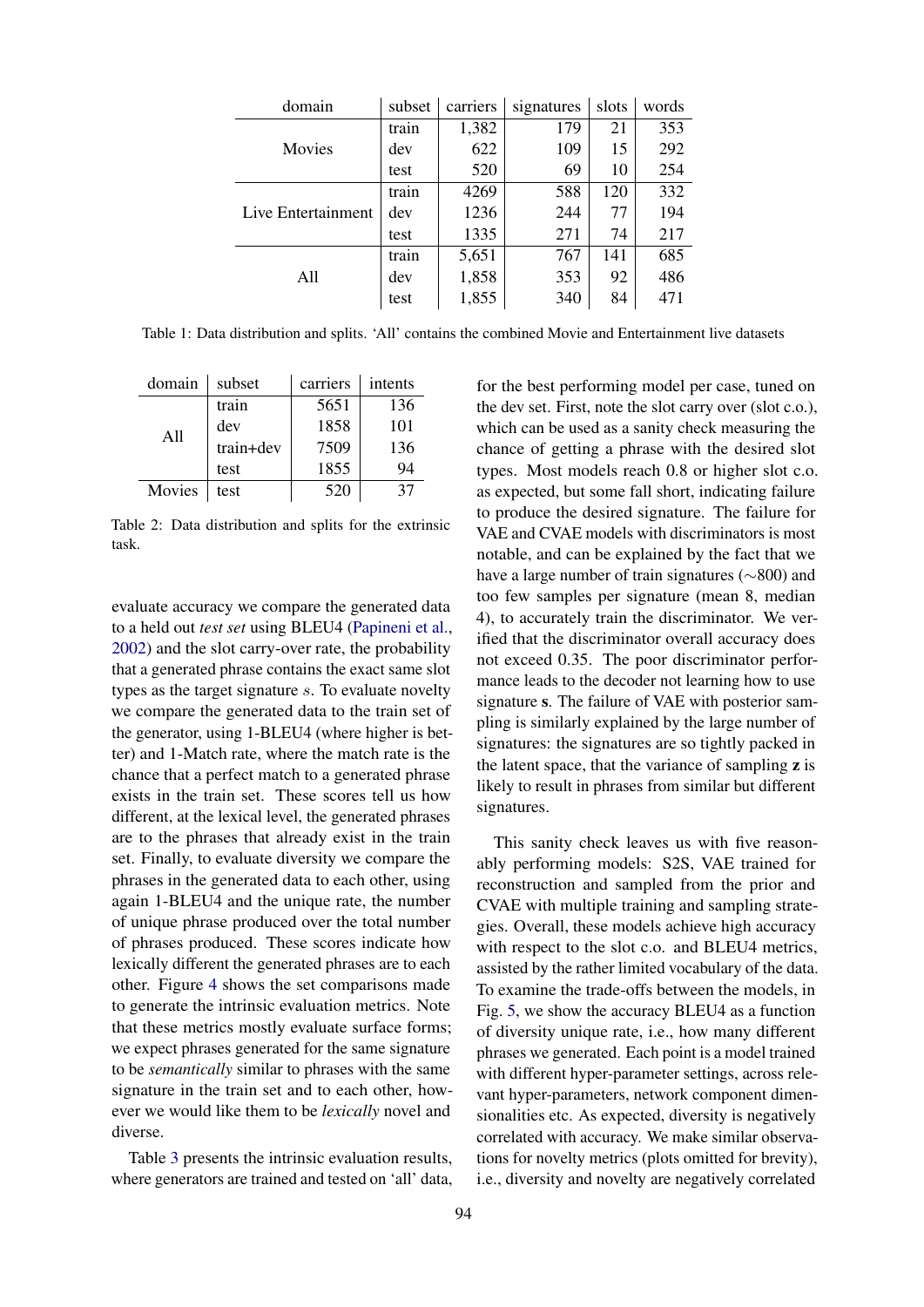| domain | subset | carriers | signatures | slots | words |
| --- | --- | --- | --- | --- | --- |
| Movies | train | 1,382 | 179 | 21 | 353 |
| | dev | 622 | 109 | 15 | 292 |
| | test | 520 | 69 | 10 | 254 |
| Live Entertainment | train | 4269 | 588 | 120 | 332 |
| | dev | 1236 | 244 | 77 | 194 |
| | test | 1335 | 271 | 74 | 217 |
| All | train | 5,651 | 767 | 141 | 685 |
| | dev | 1,858 | 353 | 92 | 486 |
| | test | 1,855 | 340 | 84 | 471 |

Table 1: Data distribution and splits. 'All' contains the combined Movie and Entertainment live datasets

| domain | subset | carriers | intents |
| --- | --- | --- | --- |
| All | train | 5651 | 136 |
| | dev | 1858 | 101 |
| | train+dev | 7509 | 136 |
| | test | 1855 | 94 |
| Movies | test | 520 | 37 |

Table 2: Data distribution and splits for the extrinsic task.

evaluate accuracy we compare the generated data to a held out *test set* using BLEU4 (Papineni et al., 2002) and the slot carry-over rate, the probability that a generated phrase contains the exact same slot types as the target signature $s$. To evaluate novelty we compare the generated data to the train set of the generator, using 1-BLEU4 (where higher is better) and 1-Match rate, where the match rate is the chance that a perfect match to a generated phrase exists in the train set. These scores tell us how different, at the lexical level, the generated phrases are to the phrases that already exist in the train set. Finally, to evaluate diversity we compare the phrases in the generated data to each other, using again 1-BLEU4 and the unique rate, the number of unique phrase produced over the total number of phrases produced. These scores indicate how lexically different the generated phrases are to each other. Figure 4 shows the set comparisons made to generate the intrinsic evaluation metrics. Note that these metrics mostly evaluate surface forms; we expect phrases generated for the same signature to be *semantically* similar to phrases with the same signature in the train set and to each other, however we would like them to be *lexically* novel and diverse.

Table 3 presents the intrinsic evaluation results, where generators are trained and tested on 'all' data, for the best performing model per case, tuned on the dev set. First, note the slot carry over (slot c.o.), which can be used as a sanity check measuring the chance of getting a phrase with the desired slot types. Most models reach 0.8 or higher slot c.o. as expected, but some fall short, indicating failure to produce the desired signature. The failure for VAE and CVAE models with discriminators is most notable, and can be explained by the fact that we have a large number of train signatures (∼800) and too few samples per signature (mean 8, median 4), to accurately train the discriminator. We verified that the discriminator overall accuracy does not exceed 0.35. The poor discriminator performance leads to the decoder not learning how to use signature $\mathbf{s}$. The failure of VAE with posterior sampling is similarly explained by the large number of signatures: the signatures are so tightly packed in the latent space, that the variance of sampling $\mathbf{z}$ is likely to result in phrases from similar but different signatures.

This sanity check leaves us with five reasonably performing models: S2S, VAE trained for reconstruction and sampled from the prior and CVAE with multiple training and sampling strategies. Overall, these models achieve high accuracy with respect to the slot c.o. and BLEU4 metrics, assisted by the rather limited vocabulary of the data. To examine the trade-offs between the models, in Fig. 5, we show the accuracy BLEU4 as a function of diversity unique rate, i.e., how many different phrases we generated. Each point is a model trained with different hyper-parameter settings, across relevant hyper-parameters, network component dimensionalities etc. As expected, diversity is negatively correlated with accuracy. We make similar observations for novelty metrics (plots omitted for brevity), i.e., diversity and novelty are negatively correlated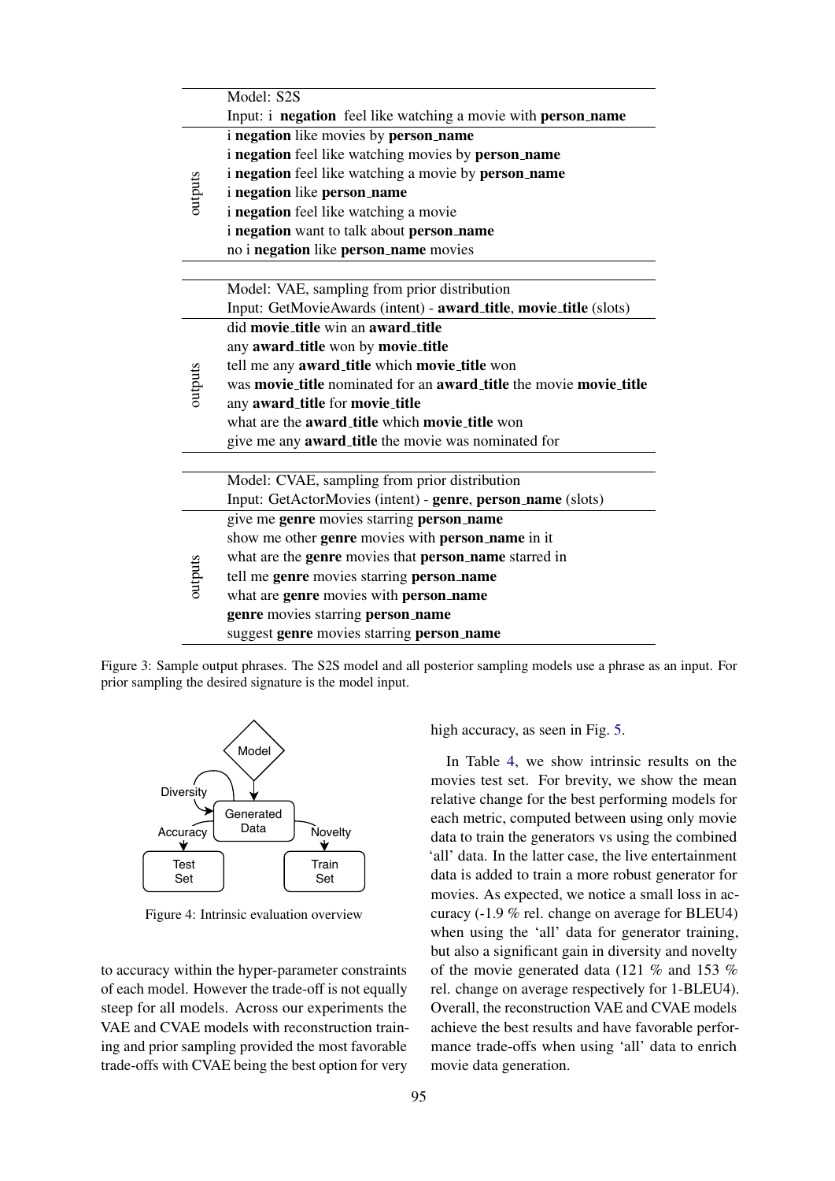| | Model: S2S |
|---|---|
| | Input: i **negation** feel like watching a movie with **person_name** |
| outputs | i **negation** like movies by **person_name** |
| | i **negation** feel like watching movies by **person_name** |
| | i **negation** feel like watching a movie by **person_name** |
| | i **negation** like **person_name** |
| | i **negation** feel like watching a movie |
| | i **negation** want to talk about **person_name** |
| | no i **negation** like **person_name** movies |
| | Model: VAE, sampling from prior distribution |
| | Input: GetMovieAwards (intent) - **award_title**, **movie_title** (slots) |
| outputs | did **movie_title** win an **award_title** |
| | any **award_title** won by **movie_title** |
| | tell me any **award_title** which **movie_title** won |
| | was **movie_title** nominated for an **award_title** the movie **movie_title** |
| | any **award_title** for **movie_title** |
| | what are the **award_title** which **movie_title** won |
| | give me any **award_title** the movie was nominated for |
| | Model: CVAE, sampling from prior distribution |
| | Input: GetActorMovies (intent) - **genre**, **person_name** (slots) |
| outputs | give me **genre** movies starring **person_name** |
| | show me other **genre** movies with **person_name** in it |
| | what are the **genre** movies that **person_name** starred in |
| | tell me **genre** movies starring **person_name** |
| | what are **genre** movies with **person_name** |
| | **genre** movies starring **person_name** |
| | suggest **genre** movies starring **person_name** |

Figure 3: Sample output phrases. The S2S model and all posterior sampling models use a phrase as an input. For prior sampling the desired signature is the model input.

Figure 4: Intrinsic evaluation overview

to accuracy within the hyper-parameter constraints of each model. However the trade-off is not equally steep for all models. Across our experiments the VAE and CVAE models with reconstruction training and prior sampling provided the most favorable trade-offs with CVAE being the best option for very high accuracy, as seen in Fig. 5.

In Table 4, we show intrinsic results on the movies test set. For brevity, we show the mean relative change for the best performing models for each metric, computed between using only movie data to train the generators vs using the combined 'all' data. In the latter case, the live entertainment data is added to train a more robust generator for movies. As expected, we notice a small loss in accuracy (-1.9 % rel. change on average for BLEU4) when using the 'all' data for generator training, but also a significant gain in diversity and novelty of the movie generated data (121 % and 153 % rel. change on average respectively for 1-BLEU4). Overall, the reconstruction VAE and CVAE models achieve the best results and have favorable performance trade-offs when using 'all' data to enrich movie data generation.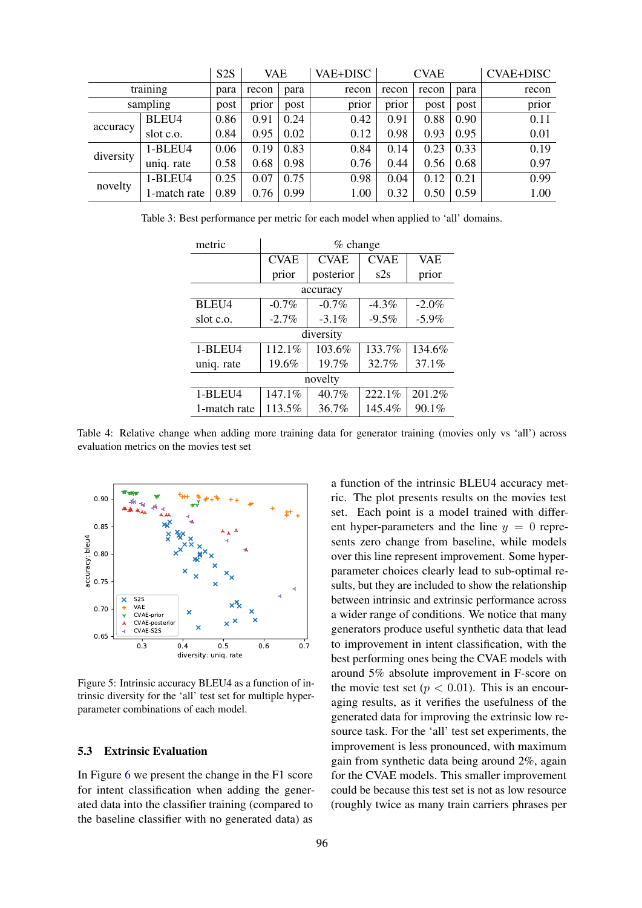|  |  | S2S | VAE |  | VAE+DISC | CVAE |  |  | CVAE+DISC |
|---|---|---|---|---|---|---|---|---|---|
| training |  | para | recon | para | recon | recon | recon | para | recon |
| sampling |  | post | prior | post | prior | prior | post | post | prior |
| accuracy | BLEU4 | 0.86 | 0.91 | 0.24 | 0.42 | 0.91 | 0.88 | 0.90 | 0.11 |
|  | slot c.o. | 0.84 | 0.95 | 0.02 | 0.12 | 0.98 | 0.93 | 0.95 | 0.01 |
| diversity | 1-BLEU4 | 0.06 | 0.19 | 0.83 | 0.84 | 0.14 | 0.23 | 0.33 | 0.19 |
|  | uniq. rate | 0.58 | 0.68 | 0.98 | 0.76 | 0.44 | 0.56 | 0.68 | 0.97 |
| novelty | 1-BLEU4 | 0.25 | 0.07 | 0.75 | 0.98 | 0.04 | 0.12 | 0.21 | 0.99 |
|  | 1-match rate | 0.89 | 0.76 | 0.99 | 1.00 | 0.32 | 0.50 | 0.59 | 1.00 |

Table 3: Best performance per metric for each model when applied to 'all' domains.

| metric | % change |  |  |  |
|---|---|---|---|---|
|  | CVAE prior | CVAE posterior | CVAE s2s | VAE prior |
| **accuracy** |  |  |  |  |
| BLEU4 | -0.7% | -0.7% | -4.3% | -2.0% |
| slot c.o. | -2.7% | -3.1% | -9.5% | -5.9% |
| **diversity** |  |  |  |  |
| 1-BLEU4 | 112.1% | 103.6% | 133.7% | 134.6% |
| uniq. rate | 19.6% | 19.7% | 32.7% | 37.1% |
| **novelty** |  |  |  |  |
| 1-BLEU4 | 147.1% | 40.7% | 222.1% | 201.2% |
| 1-match rate | 113.5% | 36.7% | 145.4% | 90.1% |

Table 4: Relative change when adding more training data for generator training (movies only vs 'all') across evaluation metrics on the movies test set

Figure 5: Intrinsic accuracy BLEU4 as a function of intrinsic diversity for the 'all' test set for multiple hyper-parameter combinations of each model.

### 5.3 Extrinsic Evaluation

In Figure 6 we present the change in the F1 score for intent classification when adding the generated data into the classifier training (compared to the baseline classifier with no generated data) as a function of the intrinsic BLEU4 accuracy metric. The plot presents results on the movies test set. Each point is a model trained with different hyper-parameters and the line $y = 0$ represents zero change from baseline, while models over this line represent improvement. Some hyper-parameter choices clearly lead to sub-optimal results, but they are included to show the relationship between intrinsic and extrinsic performance across a wider range of conditions. We notice that many generators produce useful synthetic data that lead to improvement in intent classification, with the best performing ones being the CVAE models with around 5% absolute improvement in F-score on the movie test set ($p < 0.01$). This is an encouraging results, as it verifies the usefulness of the generated data for improving the extrinsic low resource task. For the 'all' test set experiments, the improvement is less pronounced, with maximum gain from synthetic data being around 2%, again for the CVAE models. This smaller improvement could be because this test set is not as low resource (roughly twice as many train carriers phrases per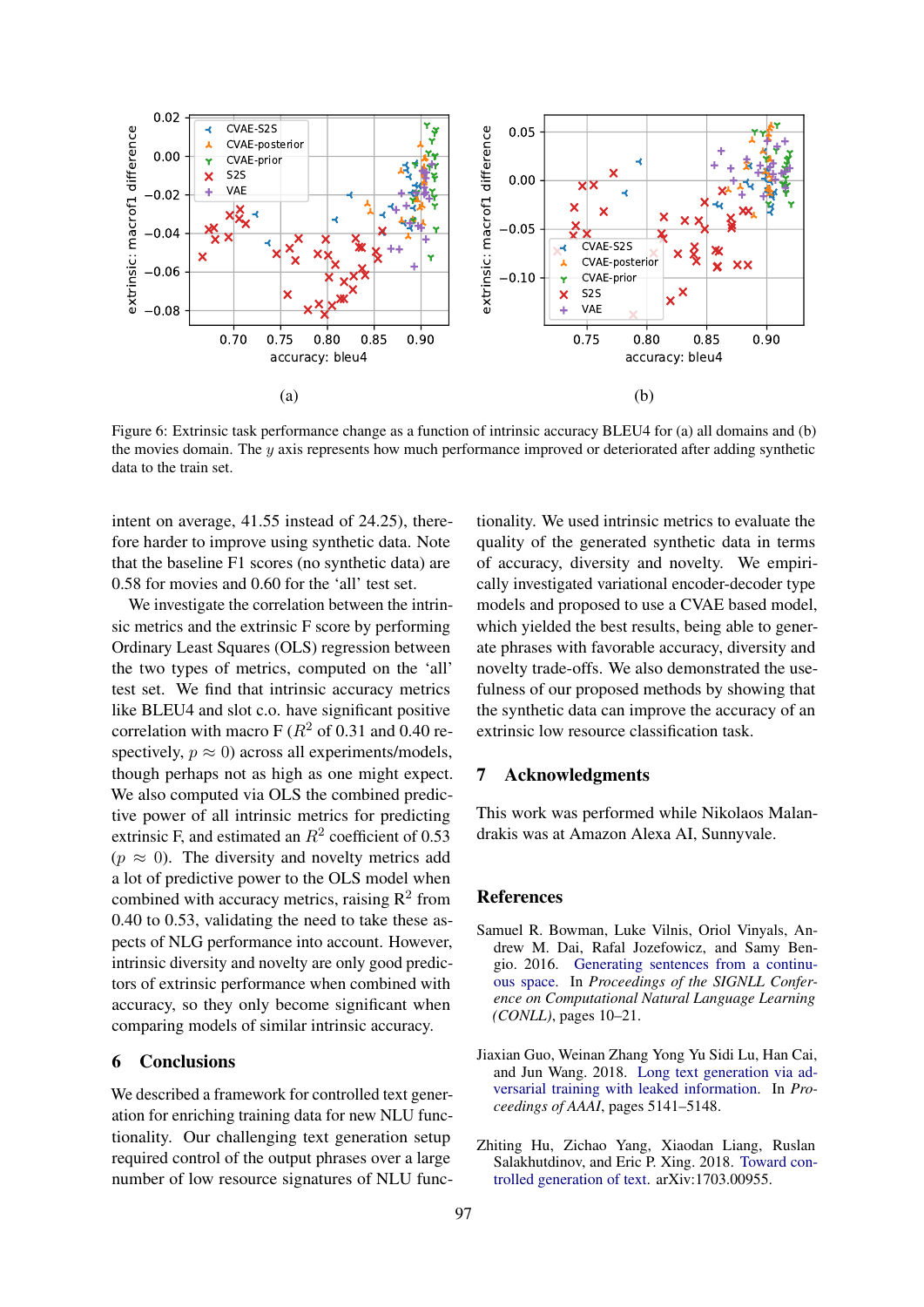(a)

(b)

Figure 6: Extrinsic task performance change as a function of intrinsic accuracy BLEU4 for (a) all domains and (b) the movies domain. The $y$ axis represents how much performance improved or deteriorated after adding synthetic data to the train set.

intent on average, 41.55 instead of 24.25), therefore harder to improve using synthetic data. Note that the baseline F1 scores (no synthetic data) are 0.58 for movies and 0.60 for the 'all' test set.

We investigate the correlation between the intrinsic metrics and the extrinsic F score by performing Ordinary Least Squares (OLS) regression between the two types of metrics, computed on the 'all' test set. We find that intrinsic accuracy metrics like BLEU4 and slot c.o. have significant positive correlation with macro F ($R^2$ of 0.31 and 0.40 respectively, $p \approx 0$) across all experiments/models, though perhaps not as high as one might expect. We also computed via OLS the combined predictive power of all intrinsic metrics for predicting extrinsic F, and estimated an $R^2$ coefficient of 0.53 ($p \approx 0$). The diversity and novelty metrics add a lot of predictive power to the OLS model when combined with accuracy metrics, raising $R^2$ from 0.40 to 0.53, validating the need to take these aspects of NLG performance into account. However, intrinsic diversity and novelty are only good predictors of extrinsic performance when combined with accuracy, so they only become significant when comparing models of similar intrinsic accuracy.

## 6 Conclusions

We described a framework for controlled text generation for enriching training data for new NLU functionality. Our challenging text generation setup required control of the output phrases over a large number of low resource signatures of NLU functionality. We used intrinsic metrics to evaluate the quality of the generated synthetic data in terms of accuracy, diversity and novelty. We empirically investigated variational encoder-decoder type models and proposed to use a CVAE based model, which yielded the best results, being able to generate phrases with favorable accuracy, diversity and novelty trade-offs. We also demonstrated the usefulness of our proposed methods by showing that the synthetic data can improve the accuracy of an extrinsic low resource classification task.

## 7 Acknowledgments

This work was performed while Nikolaos Malandrakis was at Amazon Alexa AI, Sunnyvale.

## References

Samuel R. Bowman, Luke Vilnis, Oriol Vinyals, Andrew M. Dai, Rafal Jozefowicz, and Samy Bengio. 2016. Generating sentences from a continuous space. In *Proceedings of the SIGNLL Conference on Computational Natural Language Learning (CONLL)*, pages 10–21.

Jiaxian Guo, Weinan Zhang Yong Yu Sidi Lu, Han Cai, and Jun Wang. 2018. Long text generation via adversarial training with leaked information. In *Proceedings of AAAI*, pages 5141–5148.

Zhiting Hu, Zichao Yang, Xiaodan Liang, Ruslan Salakhutdinov, and Eric P. Xing. 2018. Toward controlled generation of text. arXiv:1703.00955.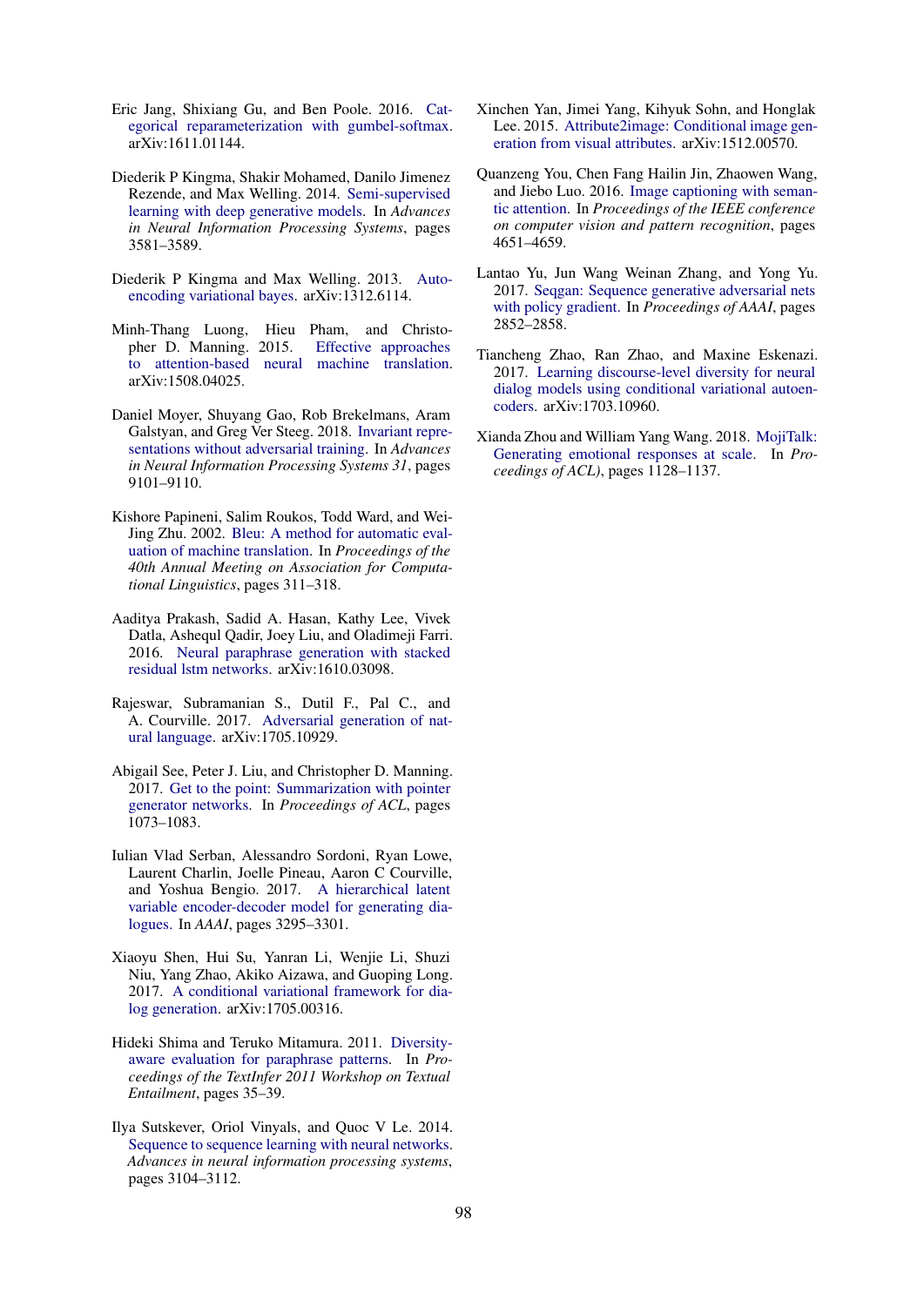Eric Jang, Shixiang Gu, and Ben Poole. 2016. Categorical reparameterization with gumbel-softmax. arXiv:1611.01144.

Diederik P Kingma, Shakir Mohamed, Danilo Jimenez Rezende, and Max Welling. 2014. Semi-supervised learning with deep generative models. In *Advances in Neural Information Processing Systems*, pages 3581–3589.

Diederik P Kingma and Max Welling. 2013. Auto-encoding variational bayes. arXiv:1312.6114.

Minh-Thang Luong, Hieu Pham, and Christopher D. Manning. 2015. Effective approaches to attention-based neural machine translation. arXiv:1508.04025.

Daniel Moyer, Shuyang Gao, Rob Brekelmans, Aram Galstyan, and Greg Ver Steeg. 2018. Invariant representations without adversarial training. In *Advances in Neural Information Processing Systems 31*, pages 9101–9110.

Kishore Papineni, Salim Roukos, Todd Ward, and Wei-Jing Zhu. 2002. Bleu: A method for automatic evaluation of machine translation. In *Proceedings of the 40th Annual Meeting on Association for Computational Linguistics*, pages 311–318.

Aaditya Prakash, Sadid A. Hasan, Kathy Lee, Vivek Datla, Ashequl Qadir, Joey Liu, and Oladimeji Farri. 2016. Neural paraphrase generation with stacked residual lstm networks. arXiv:1610.03098.

Rajeswar, Subramanian S., Dutil F., Pal C., and A. Courville. 2017. Adversarial generation of natural language. arXiv:1705.10929.

Abigail See, Peter J. Liu, and Christopher D. Manning. 2017. Get to the point: Summarization with pointer generator networks. In *Proceedings of ACL*, pages 1073–1083.

Iulian Vlad Serban, Alessandro Sordoni, Ryan Lowe, Laurent Charlin, Joelle Pineau, Aaron C Courville, and Yoshua Bengio. 2017. A hierarchical latent variable encoder-decoder model for generating dialogues. In *AAAI*, pages 3295–3301.

Xiaoyu Shen, Hui Su, Yanran Li, Wenjie Li, Shuzi Niu, Yang Zhao, Akiko Aizawa, and Guoping Long. 2017. A conditional variational framework for dialog generation. arXiv:1705.00316.

Hideki Shima and Teruko Mitamura. 2011. Diversity-aware evaluation for paraphrase patterns. In *Proceedings of the TextInfer 2011 Workshop on Textual Entailment*, pages 35–39.

Ilya Sutskever, Oriol Vinyals, and Quoc V Le. 2014. Sequence to sequence learning with neural networks. *Advances in neural information processing systems*, pages 3104–3112.

Xinchen Yan, Jimei Yang, Kihyuk Sohn, and Honglak Lee. 2015. Attribute2image: Conditional image generation from visual attributes. arXiv:1512.00570.

Quanzeng You, Chen Fang Hailin Jin, Zhaowen Wang, and Jiebo Luo. 2016. Image captioning with semantic attention. In *Proceedings of the IEEE conference on computer vision and pattern recognition*, pages 4651–4659.

Lantao Yu, Jun Wang Weinan Zhang, and Yong Yu. 2017. Seqgan: Sequence generative adversarial nets with policy gradient. In *Proceedings of AAAI*, pages 2852–2858.

Tiancheng Zhao, Ran Zhao, and Maxine Eskenazi. 2017. Learning discourse-level diversity for neural dialog models using conditional variational autoencoders. arXiv:1703.10960.

Xianda Zhou and William Yang Wang. 2018. MojiTalk: Generating emotional responses at scale. In *Proceedings of ACL)*, pages 1128–1137.